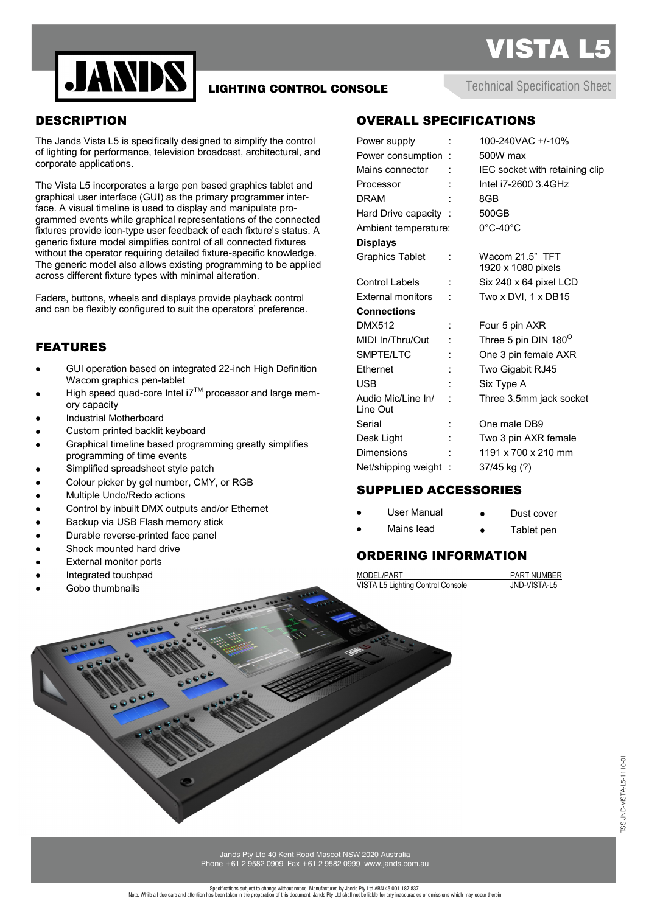# VISTA L5

**JANDS**

## LIGHTING CONTROL CONSOLE

Technical Specification Sheet

## DESCRIPTION

The Jands Vista L5 is specifically designed to simplify the control of lighting for performance, television broadcast, architectural, and corporate applications.

The Vista L5 incorporates a large pen based graphics tablet and graphical user interface (GUI) as the primary programmer interface. A visual timeline is used to display and manipulate programmed events while graphical representations of the connected fixtures provide icon-type user feedback of each fixture's status. A generic fixture model simplifies control of all connected fixtures without the operator requiring detailed fixture-specific knowledge. The generic model also allows existing programming to be applied across different fixture types with minimal alteration.

Faders, buttons, wheels and displays provide playback control and can be flexibly configured to suit the operators' preference.

## FEATURES

- GUI operation based on integrated 22-inch High Definition Wacom graphics pen-tablet
- High speed quad-core Intel i7™ processor and large memory capacity
- Industrial Motherboard
- Custom printed backlit keyboard
- Graphical timeline based programming greatly simplifies programming of time events
- Simplified spreadsheet style patch
- Colour picker by gel number, CMY, or RGB
- Multiple Undo/Redo actions
- Control by inbuilt DMX outputs and/or Ethernet
- Backup via USB Flash memory stick
- Durable reverse-printed face panel
- Shock mounted hard drive
- External monitor ports
- Integrated touchpad
- Gobo thumbnails

## OVERALL SPECIFICATIONS

| | | |
|---|---|---|
| Power supply | : | 100-240VAC +/-10% |
| Power consumption | : | 500W max |
| Mains connector | : | IEC socket with retaining clip |
| Processor | : | Intel i7-2600 3.4GHz |
| DRAM | : | 8GB |
| Hard Drive capacity | : | 500GB |
| Ambient temperature: | | 0°C-40°C |
| **Displays** | | |
| Graphics Tablet | : | Wacom 21.5" TFT 1920 x 1080 pixels |
| Control Labels | : | Six 240 x 64 pixel LCD |
| External monitors | : | Two x DVI, 1 x DB15 |
| **Connections** | | |
| DMX512 | : | Four 5 pin AXR |
| MIDI In/Thru/Out | : | Three 5 pin DIN 180° |
| SMPTE/LTC | : | One 3 pin female AXR |
| Ethernet | : | Two Gigabit RJ45 |
| USB | : | Six Type A |
| Audio Mic/Line In/ Line Out | : | Three 3.5mm jack socket |
| Serial | : | One male DB9 |
| Desk Light | : | Two 3 pin AXR female |
| Dimensions | : | 1191 x 700 x 210 mm |
| Net/shipping weight | : | 37/45 kg (?) |

## SUPPLIED ACCESSORIES

- User Manual
- Mains lead
- Dust cover
- Tablet pen

## ORDERING INFORMATION

| MODEL/PART | PART NUMBER |
|---|---|
| VISTA L5 Lighting Control Console | JND-VISTA-L5 |

Jands Pty Ltd 40 Kent Road Mascot NSW 2020 Australia
Phone +61 2 9582 0909 Fax +61 2 9582 0999 www.jands.com.au

Specifications subject to change without notice. Manufactured by Jands Pty Ltd ABN 45 001 187 837.
Note: While all due care and attention has been taken in the preparation of this document, Jands Pty Ltd shall not be liable for any inaccuracies or omissions which may occur therein

TSS.JND-VISTA-L5-1110-01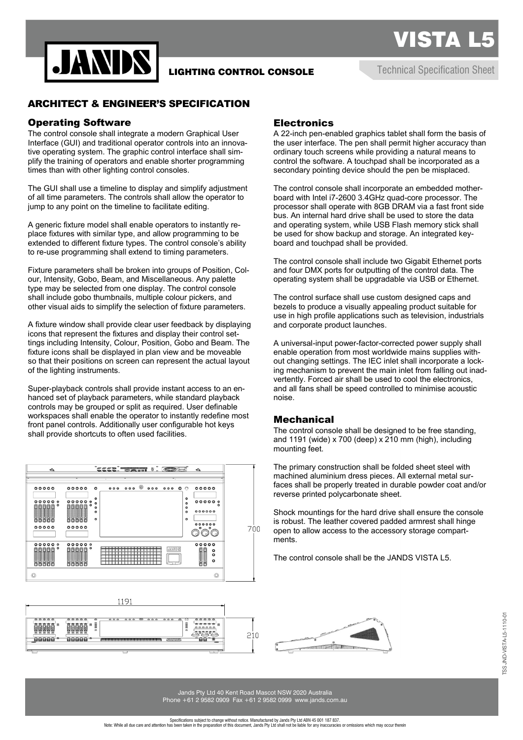# VISTA L5

**LIGHTING CONTROL CONSOLE**

Technical Specification Sheet

## ARCHITECT & ENGINEER'S SPECIFICATION

### Operating Software

The control console shall integrate a modern Graphical User Interface (GUI) and traditional operator controls into an innovative operating system. The graphic control interface shall simplify the training of operators and enable shorter programming times than with other lighting control consoles.

The GUI shall use a timeline to display and simplify adjustment of all time parameters. The controls shall allow the operator to jump to any point on the timeline to facilitate editing.

A generic fixture model shall enable operators to instantly replace fixtures with similar type, and allow programming to be extended to different fixture types. The control console's ability to re-use programming shall extend to timing parameters.

Fixture parameters shall be broken into groups of Position, Colour, Intensity, Gobo, Beam, and Miscellaneous. Any palette type may be selected from one display. The control console shall include gobo thumbnails, multiple colour pickers, and other visual aids to simplify the selection of fixture parameters.

A fixture window shall provide clear user feedback by displaying icons that represent the fixtures and display their control settings including Intensity, Colour, Position, Gobo and Beam. The fixture icons shall be displayed in plan view and be moveable so that their positions on screen can represent the actual layout of the lighting instruments.

Super-playback controls shall provide instant access to an enhanced set of playback parameters, while standard playback controls may be grouped or split as required. User definable workspaces shall enable the operator to instantly redefine most front panel controls. Additionally user configurable hot keys shall provide shortcuts to often used facilities.

700

1191

210

### Electronics

A 22-inch pen-enabled graphics tablet shall form the basis of the user interface. The pen shall permit higher accuracy than ordinary touch screens while providing a natural means to control the software. A touchpad shall be incorporated as a secondary pointing device should the pen be misplaced.

The control console shall incorporate an embedded motherboard with Intel i7-2600 3.4GHz quad-core processor. The processor shall operate with 8GB DRAM via a fast front side bus. An internal hard drive shall be used to store the data and operating system, while USB Flash memory stick shall be used for show backup and storage. An integrated keyboard and touchpad shall be provided.

The control console shall include two Gigabit Ethernet ports and four DMX ports for outputting of the control data. The operating system shall be upgradable via USB or Ethernet.

The control surface shall use custom designed caps and bezels to produce a visually appealing product suitable for use in high profile applications such as television, industrials and corporate product launches.

A universal-input power-factor-corrected power supply shall enable operation from most worldwide mains supplies without changing settings. The IEC inlet shall incorporate a locking mechanism to prevent the main inlet from falling out inadvertently. Forced air shall be used to cool the electronics, and all fans shall be speed controlled to minimise acoustic noise.

### Mechanical

The control console shall be designed to be free standing, and 1191 (wide) x 700 (deep) x 210 mm (high), including mounting feet.

The primary construction shall be folded sheet steel with machined aluminium dress pieces. All external metal surfaces shall be properly treated in durable powder coat and/or reverse printed polycarbonate sheet.

Shock mountings for the hard drive shall ensure the console is robust. The leather covered padded armrest shall hinge open to allow access to the accessory storage compartments.

The control console shall be the JANDS VISTA L5.

TSS.JND-VISTA-L5-1110-01

Jands Pty Ltd 40 Kent Road Mascot NSW 2020 Australia
Phone +61 2 9582 0909 Fax +61 2 9582 0999 www.jands.com.au

Specifications subject to change without notice. Manufactured by Jands Pty Ltd ABN 45 001 187 837.
Note: While all due care and attention has been taken in the preparation of this document, Jands Pty Ltd shall not be liable for any inaccuracies or omissions which may occur therein